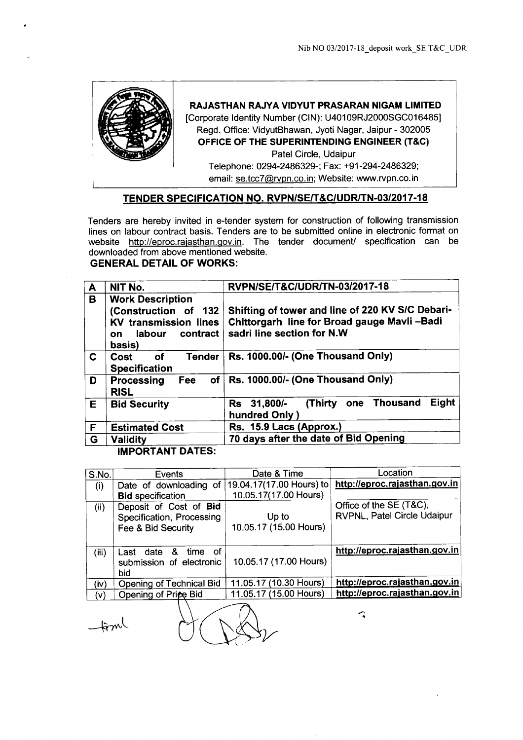Nib NO 03/2017-18_deposit work_SE.T&C_UDR

**RAJASTHAN RAJYA VIDYUT PRASARAN NIGAM LIMITED**
[Corporate Identity Number (CIN): U40109RJ2000SGC016485]
Regd. Office: VidyutBhawan, Jyoti Nagar, Jaipur - 302005
**OFFICE OF THE SUPERINTENDING ENGINEER (T&C)**
Patel Circle, Udaipur
Telephone: 0294-2486329-; Fax: +91-294-2486329;
email: se.tcc7@rvpn.co.in; Website: www.rvpn.co.in

## TENDER SPECIFICATION NO. RVPN/SE/T&C/UDR/TN-03/2017-18

Tenders are hereby invited in e-tender system for construction of following transmission lines on labour contract basis. Tenders are to be submitted online in electronic format on website http://eproc.rajasthan.gov.in. The tender document/ specification can be downloaded from above mentioned website.

**GENERAL DETAIL OF WORKS:**

| A | NIT No. | RVPN/SE/T&C/UDR/TN-03/2017-18 |
|---|---|---|
| B | **Work Description (Construction of 132 KV transmission lines on labour contract basis)** | **Shifting of tower and line of 220 KV S/C Debari-Chittorgarh line for Broad gauge Mavli –Badi sadri line section for N.W** |
| C | **Cost of Tender Specification** | **Rs. 1000.00/- (One Thousand Only)** |
| D | **Processing Fee of RISL** | **Rs. 1000.00/- (One Thousand Only)** |
| E | **Bid Security** | **Rs 31,800/- (Thirty one Thousand Eight hundred Only )** |
| F | **Estimated Cost** | **Rs. 15.9 Lacs (Approx.)** |
| G | **Validity** | **70 days after the date of Bid Opening** |

**IMPORTANT DATES:**

| S.No. | Events | Date & Time | Location |
|---|---|---|---|
| (i) | Date of downloading of **Bid** specification | 19.04.17(17.00 Hours) to 10.05.17(17.00 Hours) | **http://eproc.rajasthan.gov.in** |
| (ii) | Deposit of Cost of **Bid** Specification, Processing Fee & Bid Security | Up to 10.05.17 (15.00 Hours) | Office of the SE (T&C), RVPNL, Patel Circle Udaipur |
| (iii) | Last date & time of submission of electronic bid | 10.05.17 (17.00 Hours) | **http://eproc.rajasthan.gov.in** |
| (iv) | Opening of Technical Bid | 11.05.17 (10.30 Hours) | **http://eproc.rajasthan.gov.in** |
| (v) | Opening of Price Bid | 11.05.17 (15.00 Hours) | **http://eproc.rajasthan.gov.in** |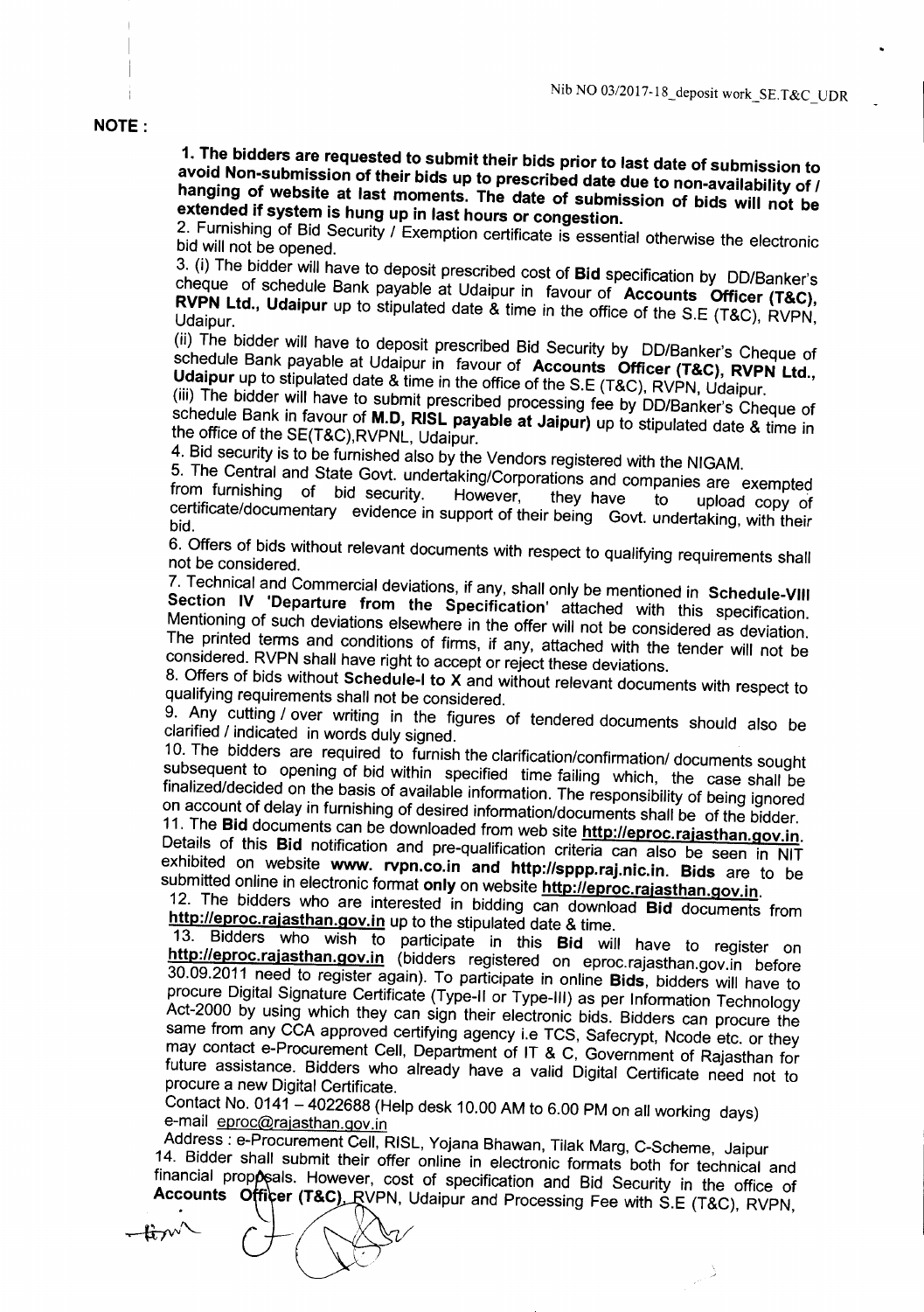**NOTE :**

**1. The bidders are requested to submit their bids prior to last date of submission to avoid Non-submission of their bids up to prescribed date due to non-availability of / hanging of website at last moments. The date of submission of bids will not be extended if system is hung up in last hours or congestion.**

2. Furnishing of Bid Security / Exemption certificate is essential otherwise the electronic bid will not be opened.

3. (i) The bidder will have to deposit prescribed cost of **Bid** specification by DD/Banker's cheque of schedule Bank payable at Udaipur in favour of **Accounts Officer (T&C), RVPN Ltd., Udaipur** up to stipulated date & time in the office of the S.E (T&C), RVPN, Udaipur.

(ii) The bidder will have to deposit prescribed Bid Security by DD/Banker's Cheque of schedule Bank payable at Udaipur in favour of **Accounts Officer (T&C), RVPN Ltd., Udaipur** up to stipulated date & time in the office of the S.E (T&C), RVPN, Udaipur.

(iii) The bidder will have to submit prescribed processing fee by DD/Banker's Cheque of schedule Bank in favour of **M.D, RISL payable at Jaipur)** up to stipulated date & time in the office of the SE(T&C),RVPNL, Udaipur.

4. Bid security is to be furnished also by the Vendors registered with the NIGAM.

5. The Central and State Govt. undertaking/Corporations and companies are exempted from furnishing of bid security. However, they have to upload copy of certificate/documentary evidence in support of their being Govt. undertaking, with their bid.

6. Offers of bids without relevant documents with respect to qualifying requirements shall not be considered.

7. Technical and Commercial deviations, if any, shall only be mentioned in **Schedule-VIII Section IV 'Departure from the Specification'** attached with this specification. Mentioning of such deviations elsewhere in the offer will not be considered as deviation. The printed terms and conditions of firms, if any, attached with the tender will not be considered. RVPN shall have right to accept or reject these deviations.

8. Offers of bids without **Schedule-I to X** and without relevant documents with respect to qualifying requirements shall not be considered.

9. Any cutting / over writing in the figures of tendered documents should also be clarified / indicated in words duly signed.

10. The bidders are required to furnish the clarification/confirmation/ documents sought subsequent to opening of bid within specified time failing which, the case shall be finalized/decided on the basis of available information. The responsibility of being ignored on account of delay in furnishing of desired information/documents shall be of the bidder.

11. The **Bid** documents can be downloaded from web site **http://eproc.rajasthan.gov.in**. Details of this **Bid** notification and pre-qualification criteria can also be seen in NIT exhibited on website **www. rvpn.co.in and http://sppp.raj.nic.in**. **Bids** are to be submitted online in electronic format **only** on website **http://eproc.rajasthan.gov.in**.

12. The bidders who are interested in bidding can download **Bid** documents from **http://eproc.rajasthan.gov.in** up to the stipulated date & time.

13. Bidders who wish to participate in this **Bid** will have to register on **http://eproc.rajasthan.gov.in** (bidders registered on eproc.rajasthan.gov.in before 30.09.2011 need to register again). To participate in online **Bids**, bidders will have to procure Digital Signature Certificate (Type-II or Type-III) as per Information Technology Act-2000 by using which they can sign their electronic bids. Bidders can procure the same from any CCA approved certifying agency i.e TCS, Safecrypt, Ncode etc. or they may contact e-Procurement Cell, Department of IT & C, Government of Rajasthan for future assistance. Bidders who already have a valid Digital Certificate need not to procure a new Digital Certificate.

Contact No. 0141 – 4022688 (Help desk 10.00 AM to 6.00 PM on all working days)
e-mail eproc@rajasthan.gov.in

Address : e-Procurement Cell, RISL, Yojana Bhawan, Tilak Marg, C-Scheme, Jaipur

14. Bidder shall submit their offer online in electronic formats both for technical and financial proposals. However, cost of specification and Bid Security in the office of **Accounts Officer (T&C)**, RVPN, Udaipur and Processing Fee with S.E (T&C), RVPN,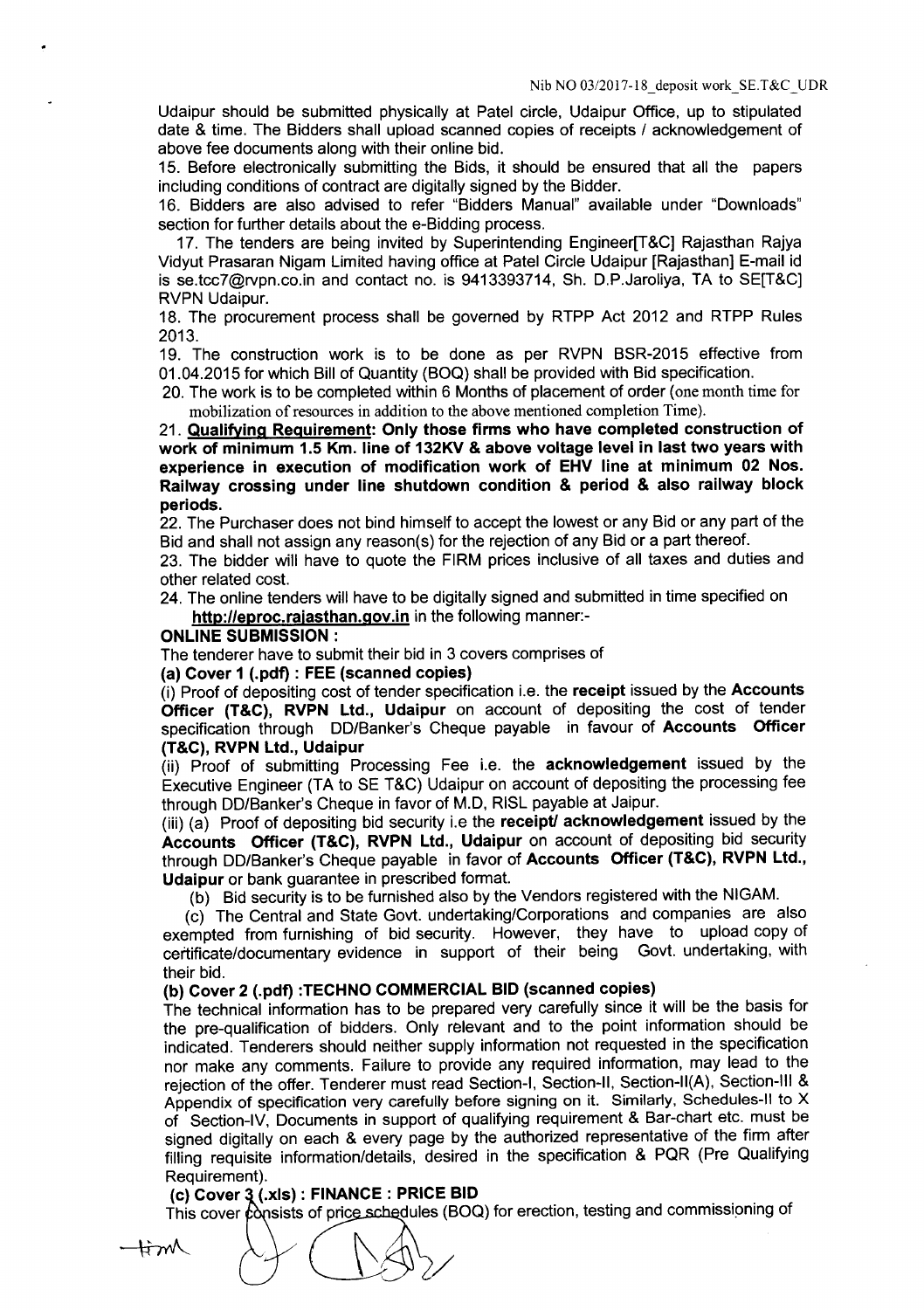Udaipur should be submitted physically at Patel circle, Udaipur Office, up to stipulated date & time. The Bidders shall upload scanned copies of receipts / acknowledgement of above fee documents along with their online bid.

15. Before electronically submitting the Bids, it should be ensured that all the papers including conditions of contract are digitally signed by the Bidder.

16. Bidders are also advised to refer "Bidders Manual" available under "Downloads" section for further details about the e-Bidding process.

17. The tenders are being invited by Superintending Engineer[T&C] Rajasthan Rajya Vidyut Prasaran Nigam Limited having office at Patel Circle Udaipur [Rajasthan] E-mail id is se.tcc7@rvpn.co.in and contact no. is 9413393714, Sh. D.P.Jaroliya, TA to SE[T&C] RVPN Udaipur.

18. The procurement process shall be governed by RTPP Act 2012 and RTPP Rules 2013.

19. The construction work is to be done as per RVPN BSR-2015 effective from 01.04.2015 for which Bill of Quantity (BOQ) shall be provided with Bid specification.

20. The work is to be completed within 6 Months of placement of order (one month time for mobilization of resources in addition to the above mentioned completion Time).

21. **Qualifying Requirement: Only those firms who have completed construction of work of minimum 1.5 Km. line of 132KV & above voltage level in last two years with experience in execution of modification work of EHV line at minimum 02 Nos. Railway crossing under line shutdown condition & period & also railway block periods.**

22. The Purchaser does not bind himself to accept the lowest or any Bid or any part of the Bid and shall not assign any reason(s) for the rejection of any Bid or a part thereof.

23. The bidder will have to quote the FIRM prices inclusive of all taxes and duties and other related cost.

24. The online tenders will have to be digitally signed and submitted in time specified on **http://eproc.rajasthan.gov.in** in the following manner:-

**ONLINE SUBMISSION :**

The tenderer have to submit their bid in 3 covers comprises of

**(a) Cover 1 (.pdf) : FEE (scanned copies)**

(i) Proof of depositing cost of tender specification i.e. the **receipt** issued by the **Accounts Officer (T&C), RVPN Ltd., Udaipur** on account of depositing the cost of tender specification through DD/Banker's Cheque payable in favour of **Accounts Officer (T&C), RVPN Ltd., Udaipur**

(ii) Proof of submitting Processing Fee i.e. the **acknowledgement** issued by the Executive Engineer (TA to SE T&C) Udaipur on account of depositing the processing fee through DD/Banker's Cheque in favor of M.D, RISL payable at Jaipur.

(iii) (a) Proof of depositing bid security i.e the **receipt/ acknowledgement** issued by the **Accounts Officer (T&C), RVPN Ltd., Udaipur** on account of depositing bid security through DD/Banker's Cheque payable in favor of **Accounts Officer (T&C), RVPN Ltd., Udaipur** or bank guarantee in prescribed format.

(b) Bid security is to be furnished also by the Vendors registered with the NIGAM.

(c) The Central and State Govt. undertaking/Corporations and companies are also exempted from furnishing of bid security. However, they have to upload copy of certificate/documentary evidence in support of their being Govt. undertaking, with their bid.

**(b) Cover 2 (.pdf) :TECHNO COMMERCIAL BID (scanned copies)**

The technical information has to be prepared very carefully since it will be the basis for the pre-qualification of bidders. Only relevant and to the point information should be indicated. Tenderers should neither supply information not requested in the specification nor make any comments. Failure to provide any required information, may lead to the rejection of the offer. Tenderer must read Section-I, Section-II, Section-II(A), Section-III & Appendix of specification very carefully before signing on it. Similarly, Schedules-II to X of Section-IV, Documents in support of qualifying requirement & Bar-chart etc. must be signed digitally on each & every page by the authorized representative of the firm after filling requisite information/details, desired in the specification & PQR (Pre Qualifying Requirement).

**(c) Cover 3 (.xls) : FINANCE : PRICE BID**

This cover consists of price schedules (BOQ) for erection, testing and commissioning of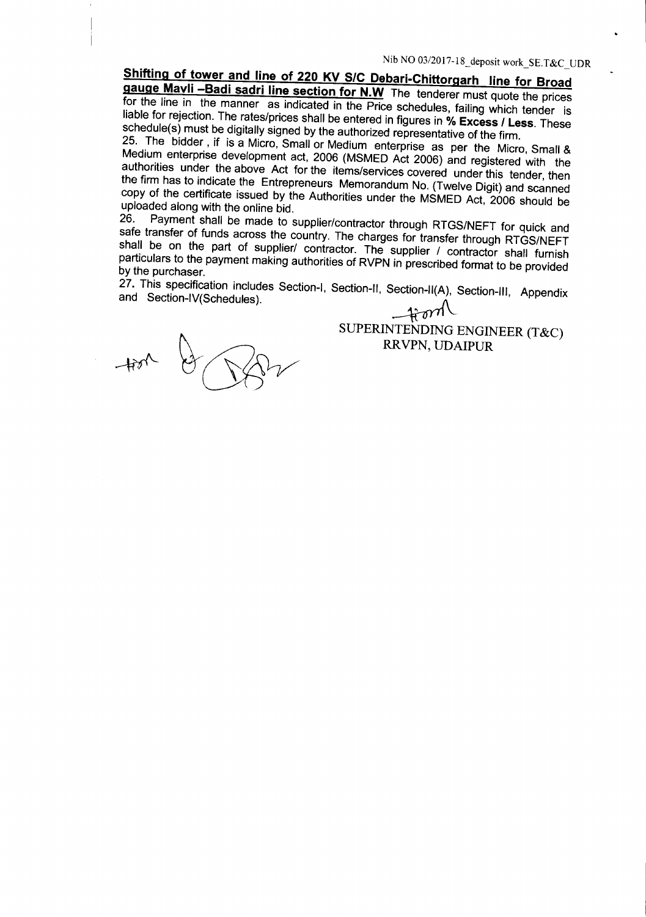Nib NO 03/2017-18_deposit work_SE.T&C_UDR

**Shifting of tower and line of 220 KV S/C Debari-Chittorgarh line for Broad gauge Mavli –Badi sadri line section for N.W** The tenderer must quote the prices for the line in the manner as indicated in the Price schedules, failing which tender is liable for rejection. The rates/prices shall be entered in figures in **% Excess / Less**. These schedule(s) must be digitally signed by the authorized representative of the firm.

25. The bidder, if is a Micro, Small or Medium enterprise as per the Micro, Small & Medium enterprise development act, 2006 (MSMED Act 2006) and registered with the authorities under the above Act for the items/services covered under this tender, then the firm has to indicate the Entrepreneurs Memorandum No. (Twelve Digit) and scanned copy of the certificate issued by the Authorities under the MSMED Act, 2006 should be uploaded along with the online bid.

26. Payment shall be made to supplier/contractor through RTGS/NEFT for quick and safe transfer of funds across the country. The charges for transfer through RTGS/NEFT shall be on the part of supplier/ contractor. The supplier / contractor shall furnish particulars to the payment making authorities of RVPN in prescribed format to be provided by the purchaser.

27. This specification includes Section-I, Section-II, Section-II(A), Section-III, Appendix and Section-IV(Schedules).

SUPERINTENDING ENGINEER (T&C)
RRVPN, UDAIPUR